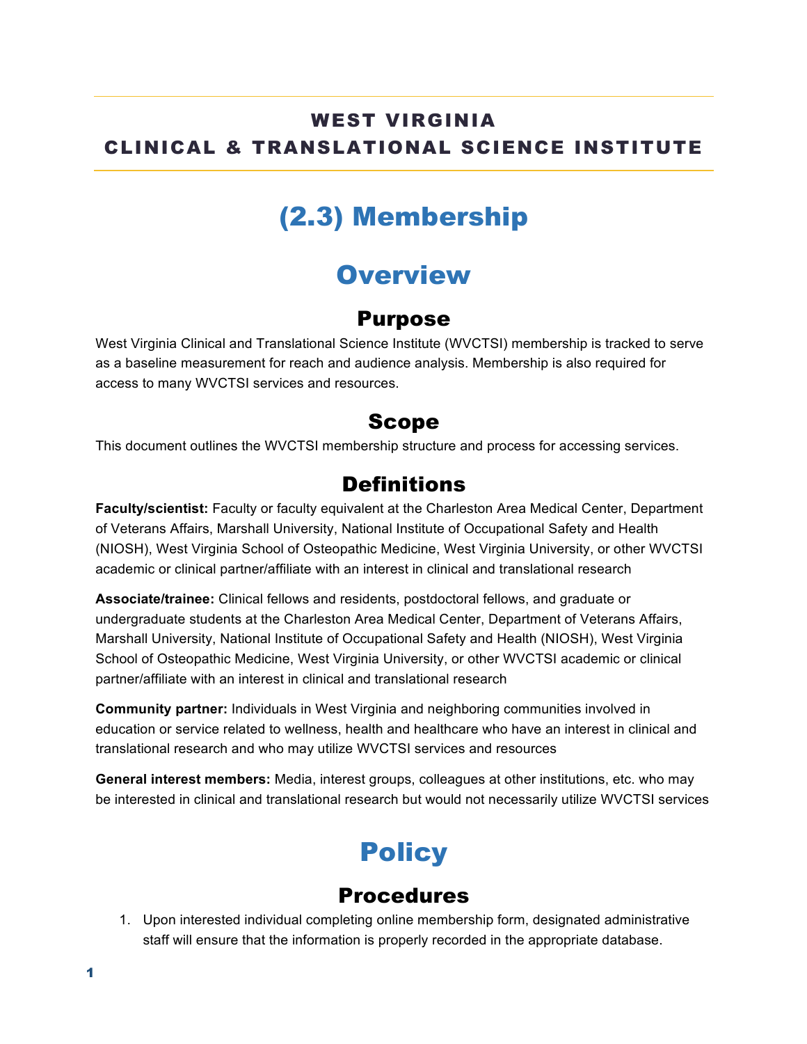# WEST VIRGINIA
# CLINICAL & TRANSLATIONAL SCIENCE INSTITUTE

# (2.3) Membership

## Overview

### Purpose

West Virginia Clinical and Translational Science Institute (WVCTSI) membership is tracked to serve as a baseline measurement for reach and audience analysis. Membership is also required for access to many WVCTSI services and resources.

### Scope

This document outlines the WVCTSI membership structure and process for accessing services.

### Definitions

**Faculty/scientist:** Faculty or faculty equivalent at the Charleston Area Medical Center, Department of Veterans Affairs, Marshall University, National Institute of Occupational Safety and Health (NIOSH), West Virginia School of Osteopathic Medicine, West Virginia University, or other WVCTSI academic or clinical partner/affiliate with an interest in clinical and translational research

**Associate/trainee:** Clinical fellows and residents, postdoctoral fellows, and graduate or undergraduate students at the Charleston Area Medical Center, Department of Veterans Affairs, Marshall University, National Institute of Occupational Safety and Health (NIOSH), West Virginia School of Osteopathic Medicine, West Virginia University, or other WVCTSI academic or clinical partner/affiliate with an interest in clinical and translational research

**Community partner:** Individuals in West Virginia and neighboring communities involved in education or service related to wellness, health and healthcare who have an interest in clinical and translational research and who may utilize WVCTSI services and resources

**General interest members:** Media, interest groups, colleagues at other institutions, etc. who may be interested in clinical and translational research but would not necessarily utilize WVCTSI services

## Policy

### Procedures

1. Upon interested individual completing online membership form, designated administrative staff will ensure that the information is properly recorded in the appropriate database.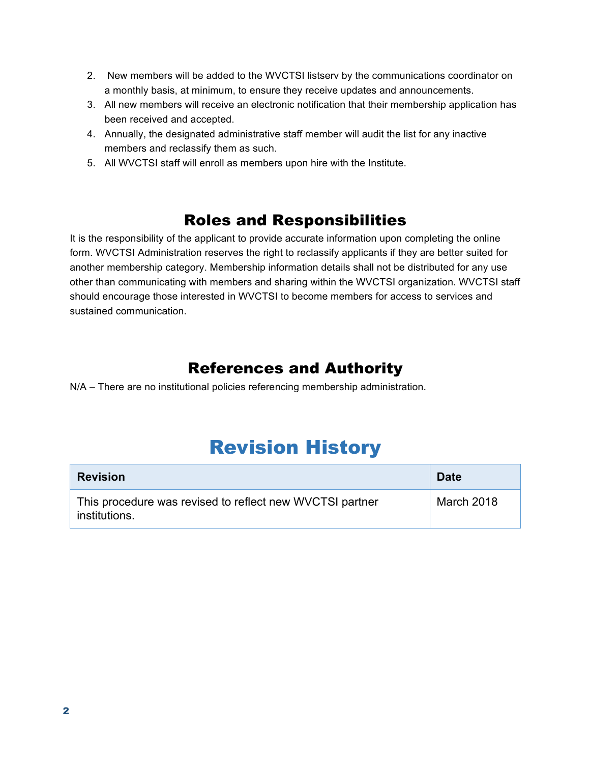2. New members will be added to the WVCTSI listserv by the communications coordinator on a monthly basis, at minimum, to ensure they receive updates and announcements.
3. All new members will receive an electronic notification that their membership application has been received and accepted.
4. Annually, the designated administrative staff member will audit the list for any inactive members and reclassify them as such.
5. All WVCTSI staff will enroll as members upon hire with the Institute.

## Roles and Responsibilities

It is the responsibility of the applicant to provide accurate information upon completing the online form. WVCTSI Administration reserves the right to reclassify applicants if they are better suited for another membership category. Membership information details shall not be distributed for any use other than communicating with members and sharing within the WVCTSI organization. WVCTSI staff should encourage those interested in WVCTSI to become members for access to services and sustained communication.

## References and Authority

N/A – There are no institutional policies referencing membership administration.

# Revision History

| Revision | Date |
| --- | --- |
| This procedure was revised to reflect new WVCTSI partner institutions. | March 2018 |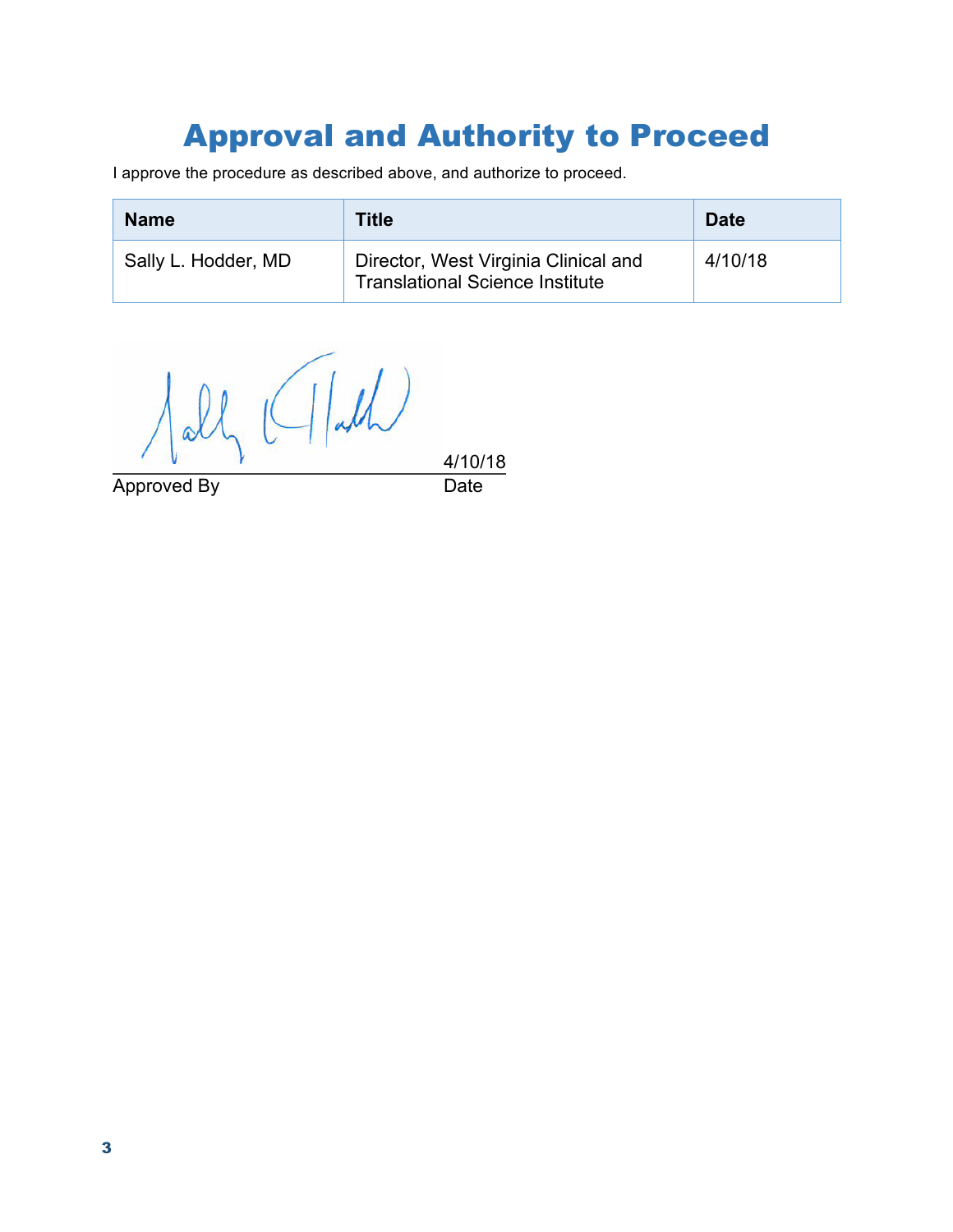# Approval and Authority to Proceed

I approve the procedure as described above, and authorize to proceed.

| Name | Title | Date |
|---|---|---|
| Sally L. Hodder, MD | Director, West Virginia Clinical and Translational Science Institute | 4/10/18 |

4/10/18

Approved By Date